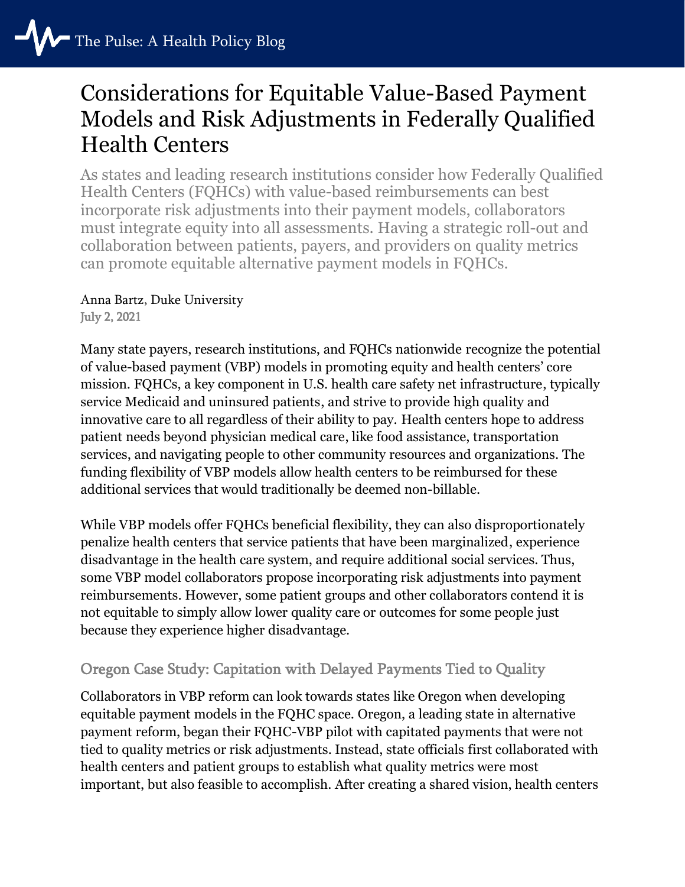# Considerations for Equitable Value-Based Payment Models and Risk Adjustments in Federally Qualified Health Centers

As states and leading research institutions consider how Federally Qualified Health Centers (FQHCs) with value-based reimbursements can best incorporate risk adjustments into their payment models, collaborators must integrate equity into all assessments. Having a strategic roll-out and collaboration between patients, payers, and providers on quality metrics can promote equitable alternative payment models in FQHCs.

Anna Bartz, Duke University
July 2, 2021

Many state payers, research institutions, and FQHCs nationwide recognize the potential of value-based payment (VBP) models in promoting equity and health centers' core mission. FQHCs, a key component in U.S. health care safety net infrastructure, typically service Medicaid and uninsured patients, and strive to provide high quality and innovative care to all regardless of their ability to pay. Health centers hope to address patient needs beyond physician medical care, like food assistance, transportation services, and navigating people to other community resources and organizations. The funding flexibility of VBP models allow health centers to be reimbursed for these additional services that would traditionally be deemed non-billable.

While VBP models offer FQHCs beneficial flexibility, they can also disproportionately penalize health centers that service patients that have been marginalized, experience disadvantage in the health care system, and require additional social services. Thus, some VBP model collaborators propose incorporating risk adjustments into payment reimbursements. However, some patient groups and other collaborators contend it is not equitable to simply allow lower quality care or outcomes for some people just because they experience higher disadvantage.

## Oregon Case Study: Capitation with Delayed Payments Tied to Quality

Collaborators in VBP reform can look towards states like Oregon when developing equitable payment models in the FQHC space. Oregon, a leading state in alternative payment reform, began their FQHC-VBP pilot with capitated payments that were not tied to quality metrics or risk adjustments. Instead, state officials first collaborated with health centers and patient groups to establish what quality metrics were most important, but also feasible to accomplish. After creating a shared vision, health centers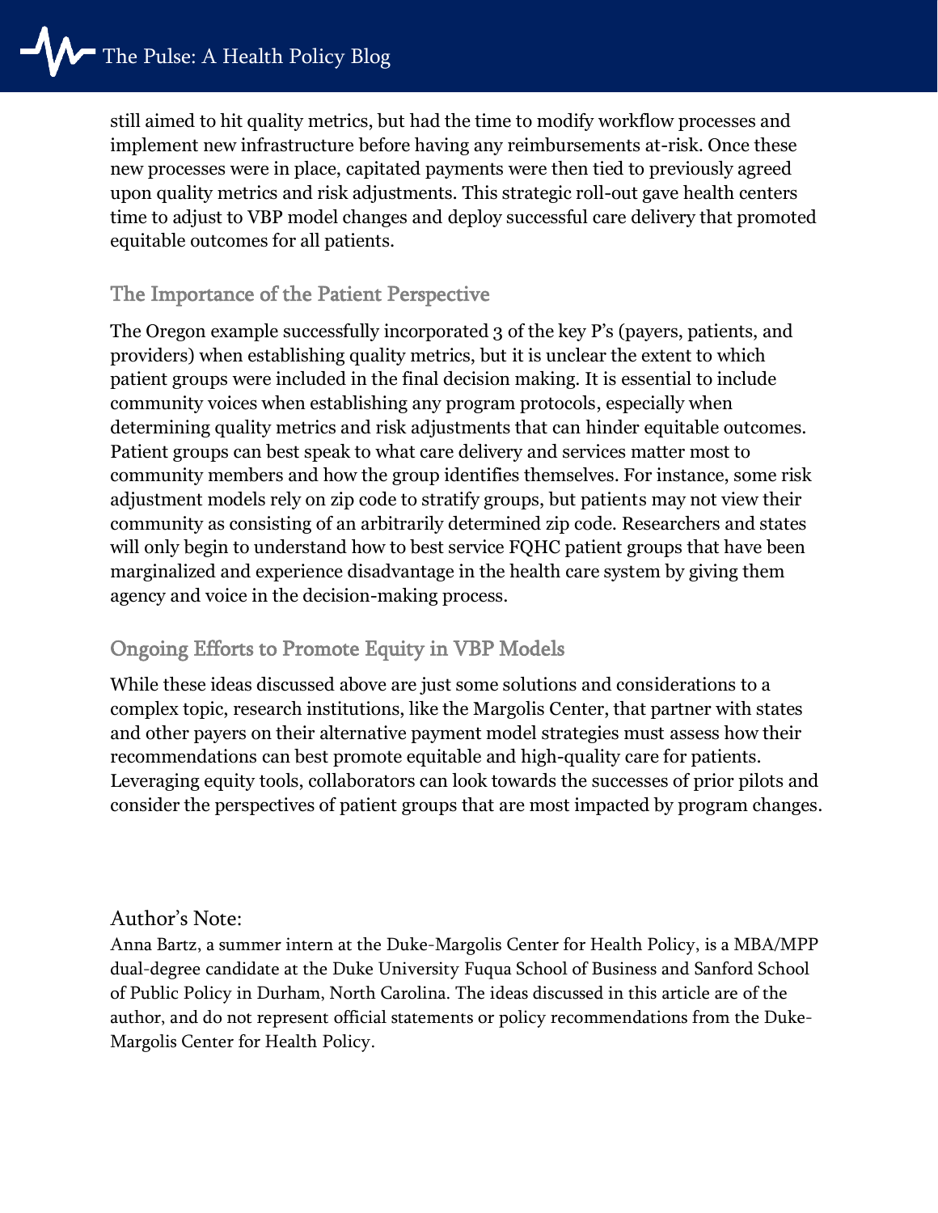still aimed to hit quality metrics, but had the time to modify workflow processes and implement new infrastructure before having any reimbursements at-risk. Once these new processes were in place, capitated payments were then tied to previously agreed upon quality metrics and risk adjustments. This strategic roll-out gave health centers time to adjust to VBP model changes and deploy successful care delivery that promoted equitable outcomes for all patients.

## The Importance of the Patient Perspective

The Oregon example successfully incorporated 3 of the key P's (payers, patients, and providers) when establishing quality metrics, but it is unclear the extent to which patient groups were included in the final decision making. It is essential to include community voices when establishing any program protocols, especially when determining quality metrics and risk adjustments that can hinder equitable outcomes. Patient groups can best speak to what care delivery and services matter most to community members and how the group identifies themselves. For instance, some risk adjustment models rely on zip code to stratify groups, but patients may not view their community as consisting of an arbitrarily determined zip code. Researchers and states will only begin to understand how to best service FQHC patient groups that have been marginalized and experience disadvantage in the health care system by giving them agency and voice in the decision-making process.

## Ongoing Efforts to Promote Equity in VBP Models

While these ideas discussed above are just some solutions and considerations to a complex topic, research institutions, like the Margolis Center, that partner with states and other payers on their alternative payment model strategies must assess how their recommendations can best promote equitable and high-quality care for patients. Leveraging equity tools, collaborators can look towards the successes of prior pilots and consider the perspectives of patient groups that are most impacted by program changes.

### Author's Note:

Anna Bartz, a summer intern at the Duke-Margolis Center for Health Policy, is a MBA/MPP dual-degree candidate at the Duke University Fuqua School of Business and Sanford School of Public Policy in Durham, North Carolina. The ideas discussed in this article are of the author, and do not represent official statements or policy recommendations from the Duke-Margolis Center for Health Policy.